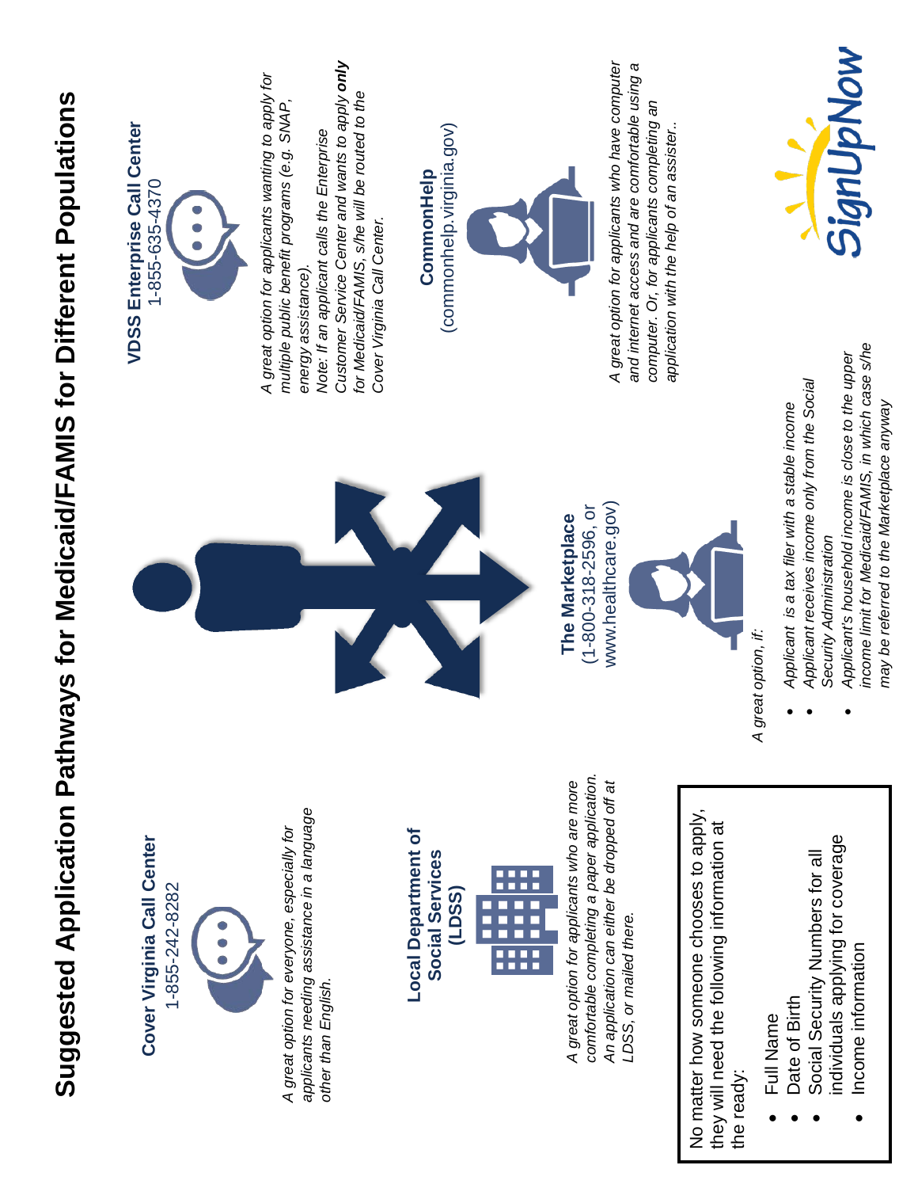# Suggested Application Pathways for Medicaid/FAMIS for Different Populations

## Cover Virginia Call Center
1-855-242-8282

*A great option for everyone, especially for applicants needing assistance in a language other than English.*

## Local Department of Social Services (LDSS)

*A great option for applicants who are more comfortable completing a paper application. An application can either be dropped off at LDSS, or mailed there.*

## VDSS Enterprise Call Center
1-855-635-4370

*A great option for applicants wanting to apply for multiple public benefit programs (e.g. SNAP, energy assistance).*

*Note: If an applicant calls the Enterprise Customer Service Center and wants to apply **only** for Medicaid/FAMIS, s/he will be routed to the Cover Virginia Call Center.*

## CommonHelp
(commonhelp.virginia.gov)

*A great option for applicants who have computer and internet access and are comfortable using a computer. Or, for applicants completing an application with the help of an assister..*

## The Marketplace
(1-800-318-2596, or www.healthcare.gov)

*A great option, if:*

- *Applicant is a tax filer with a stable income*
- *Applicant receives income only from the Social Security Administration*
- *Applicant's household income is close to the upper income limit for Medicaid/FAMIS, in which case s/he may be referred to the Marketplace anyway*

---

No matter how someone chooses to apply, they will need the following information at the ready:

- Full Name
- Date of Birth
- Social Security Numbers for all individuals applying for coverage
- Income information

SignUpNow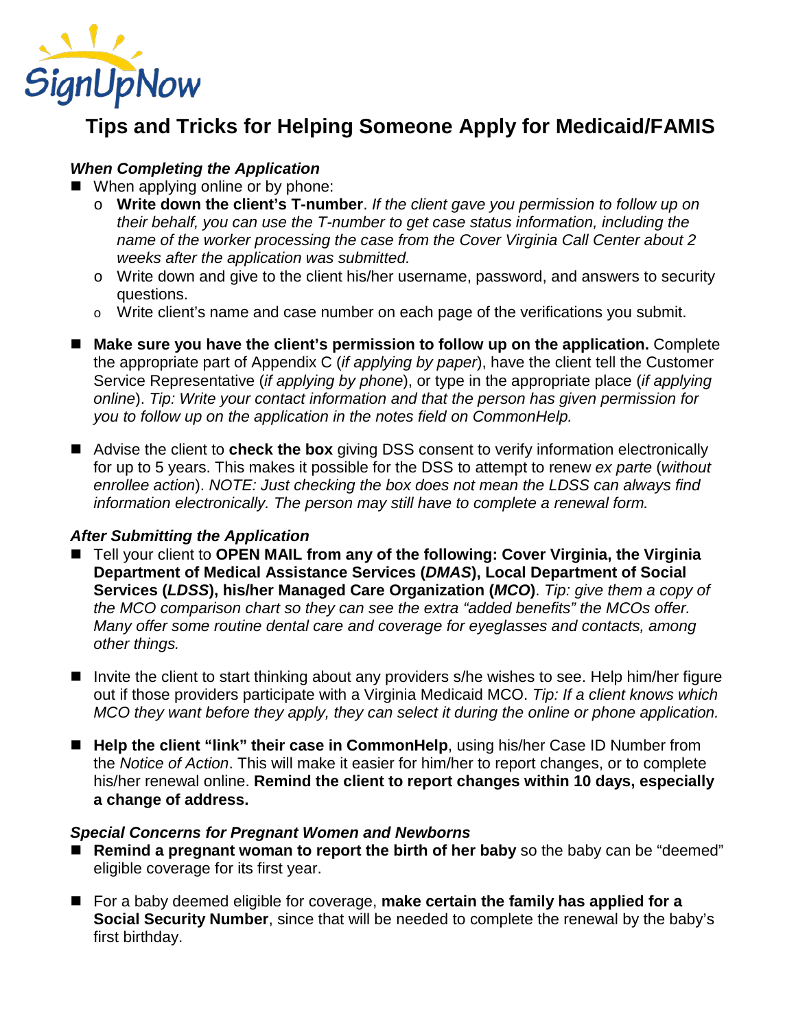SignUpNow

# Tips and Tricks for Helping Someone Apply for Medicaid/FAMIS

***When Completing the Application***

- When applying online or by phone:
  - **Write down the client's T-number**. *If the client gave you permission to follow up on their behalf, you can use the T-number to get case status information, including the name of the worker processing the case from the Cover Virginia Call Center about 2 weeks after the application was submitted.*
  - Write down and give to the client his/her username, password, and answers to security questions.
  - Write client's name and case number on each page of the verifications you submit.

- **Make sure you have the client's permission to follow up on the application.** Complete the appropriate part of Appendix C (*if applying by paper*), have the client tell the Customer Service Representative (*if applying by phone*), or type in the appropriate place (*if applying online*). *Tip: Write your contact information and that the person has given permission for you to follow up on the application in the notes field on CommonHelp.*

- Advise the client to **check the box** giving DSS consent to verify information electronically for up to 5 years. This makes it possible for the DSS to attempt to renew *ex parte* (*without enrollee action*). *NOTE: Just checking the box does not mean the LDSS can always find information electronically. The person may still have to complete a renewal form.*

***After Submitting the Application***

- Tell your client to **OPEN MAIL from any of the following: Cover Virginia, the Virginia Department of Medical Assistance Services (*DMAS*), Local Department of Social Services (*LDSS*), his/her Managed Care Organization (*MCO*)**. *Tip: give them a copy of the MCO comparison chart so they can see the extra "added benefits" the MCOs offer. Many offer some routine dental care and coverage for eyeglasses and contacts, among other things.*

- Invite the client to start thinking about any providers s/he wishes to see. Help him/her figure out if those providers participate with a Virginia Medicaid MCO. *Tip: If a client knows which MCO they want before they apply, they can select it during the online or phone application.*

- **Help the client "link" their case in CommonHelp**, using his/her Case ID Number from the *Notice of Action*. This will make it easier for him/her to report changes, or to complete his/her renewal online. **Remind the client to report changes within 10 days, especially a change of address.**

***Special Concerns for Pregnant Women and Newborns***

- **Remind a pregnant woman to report the birth of her baby** so the baby can be "deemed" eligible coverage for its first year.

- For a baby deemed eligible for coverage, **make certain the family has applied for a Social Security Number**, since that will be needed to complete the renewal by the baby's first birthday.